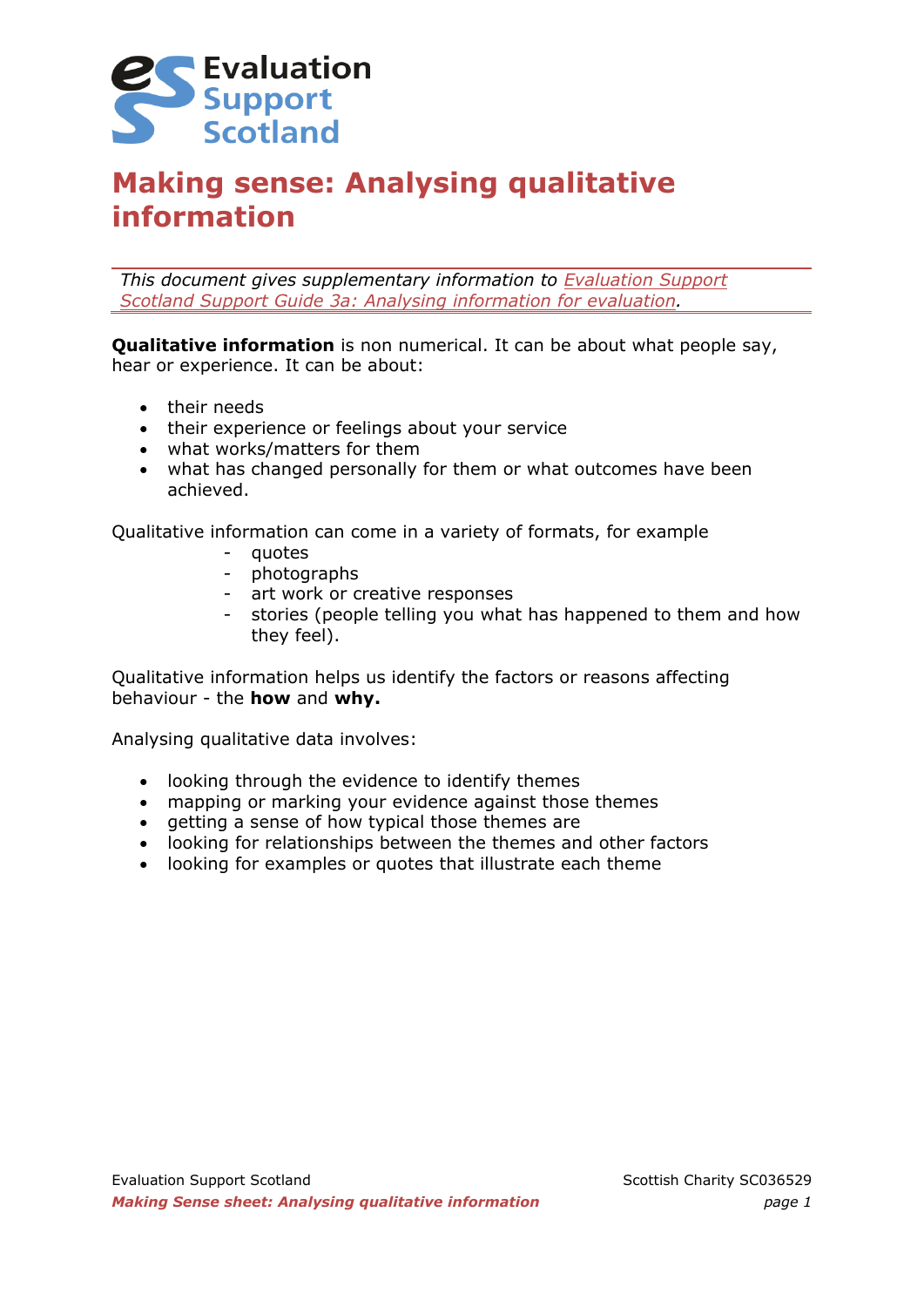Evaluation Support Scotland

# Making sense: Analysing qualitative information

*This document gives supplementary information to Evaluation Support Scotland Support Guide 3a: Analysing information for evaluation.*

**Qualitative information** is non numerical. It can be about what people say, hear or experience. It can be about:

- their needs
- their experience or feelings about your service
- what works/matters for them
- what has changed personally for them or what outcomes have been achieved.

Qualitative information can come in a variety of formats, for example

- quotes
- photographs
- art work or creative responses
- stories (people telling you what has happened to them and how they feel).

Qualitative information helps us identify the factors or reasons affecting behaviour - the **how** and **why.**

Analysing qualitative data involves:

- looking through the evidence to identify themes
- mapping or marking your evidence against those themes
- getting a sense of how typical those themes are
- looking for relationships between the themes and other factors
- looking for examples or quotes that illustrate each theme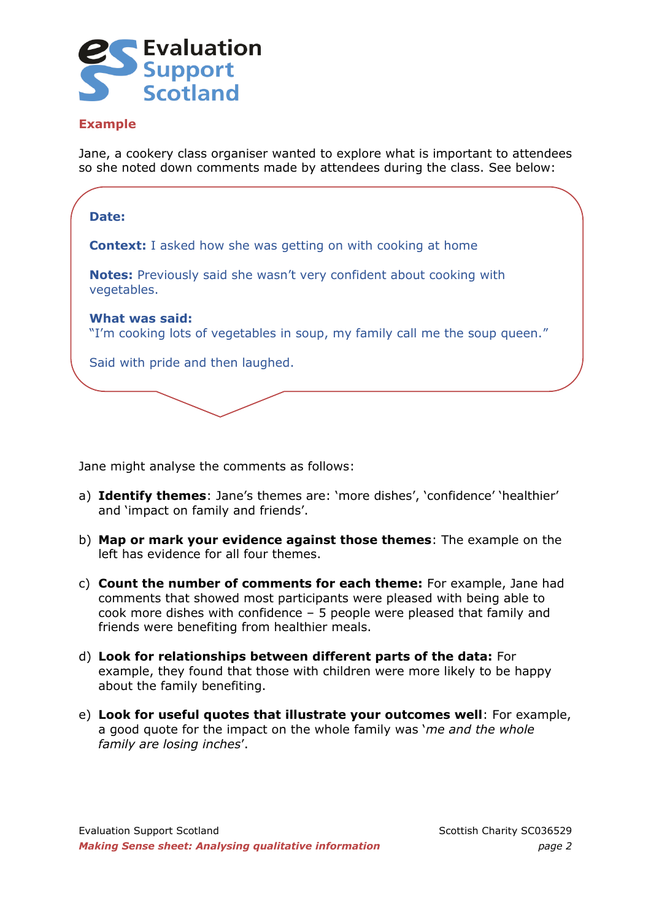#### Example

Jane, a cookery class organiser wanted to explore what is important to attendees so she noted down comments made by attendees during the class. See below:

> **Date:**
>
> **Context:** I asked how she was getting on with cooking at home
>
> **Notes:** Previously said she wasn't very confident about cooking with vegetables.
>
> **What was said:**
> "I'm cooking lots of vegetables in soup, my family call me the soup queen."
>
> Said with pride and then laughed.

Jane might analyse the comments as follows:

a) **Identify themes**: Jane's themes are: 'more dishes', 'confidence' 'healthier' and 'impact on family and friends'.

b) **Map or mark your evidence against those themes**: The example on the left has evidence for all four themes.

c) **Count the number of comments for each theme:** For example, Jane had comments that showed most participants were pleased with being able to cook more dishes with confidence – 5 people were pleased that family and friends were benefiting from healthier meals.

d) **Look for relationships between different parts of the data:** For example, they found that those with children were more likely to be happy about the family benefiting.

e) **Look for useful quotes that illustrate your outcomes well**: For example, a good quote for the impact on the whole family was '*me and the whole family are losing inches*'.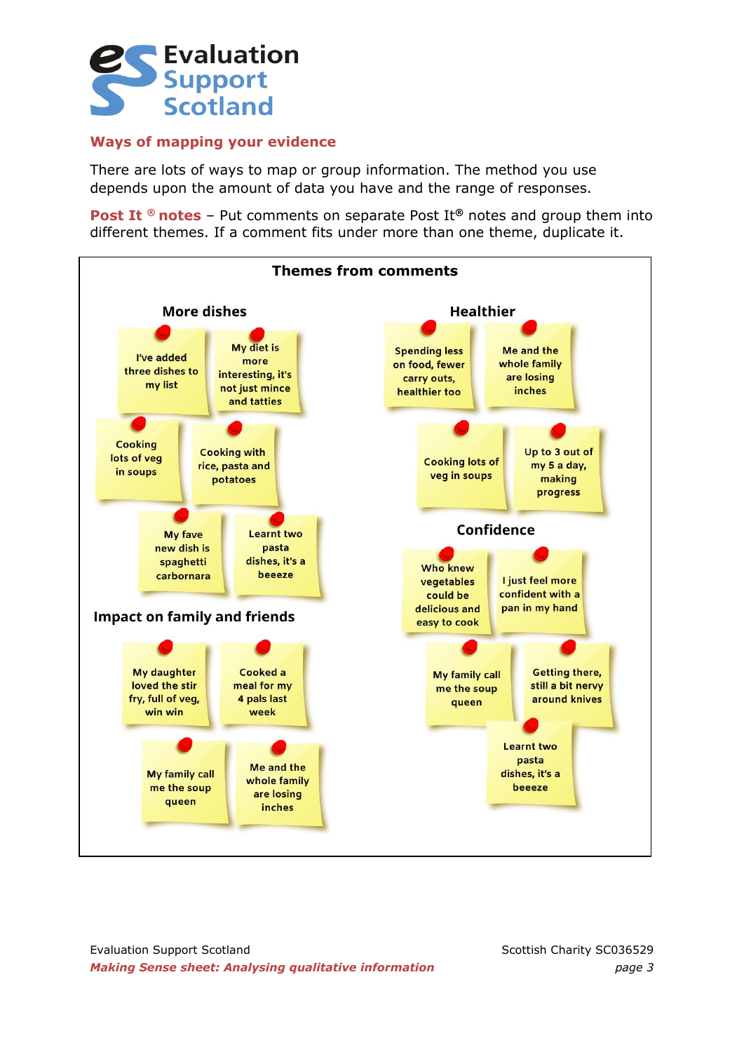## Ways of mapping your evidence

There are lots of ways to map or group information. The method you use depends upon the amount of data you have and the range of responses.

**Post It ® notes** – Put comments on separate Post It® notes and group them into different themes. If a comment fits under more than one theme, duplicate it.

### Themes from comments

**More dishes**

- I've added three dishes to my list
- My diet is more interesting, it's not just mince and tatties
- Cooking lots of veg in soups
- Cooking with rice, pasta and potatoes
- My fave new dish is spaghetti carbornara
- Learnt two pasta dishes, it's a beeeze

**Healthier**

- Spending less on food, fewer carry outs, healthier too
- Me and the whole family are losing inches
- Cooking lots of veg in soups
- Up to 3 out of my 5 a day, making progress

**Impact on family and friends**

- My daughter loved the stir fry, full of veg, win win
- Cooked a meal for my 4 pals last week
- My family call me the soup queen
- Me and the whole family are losing inches

**Confidence**

- Who knew vegetables could be delicious and easy to cook
- I just feel more confident with a pan in my hand
- My family call me the soup queen
- Getting there, still a bit nervy around knives
- Learnt two pasta dishes, it's a beeeze

Evaluation Support Scotland

Scottish Charity SC036529

*Making Sense sheet: Analysing qualitative information*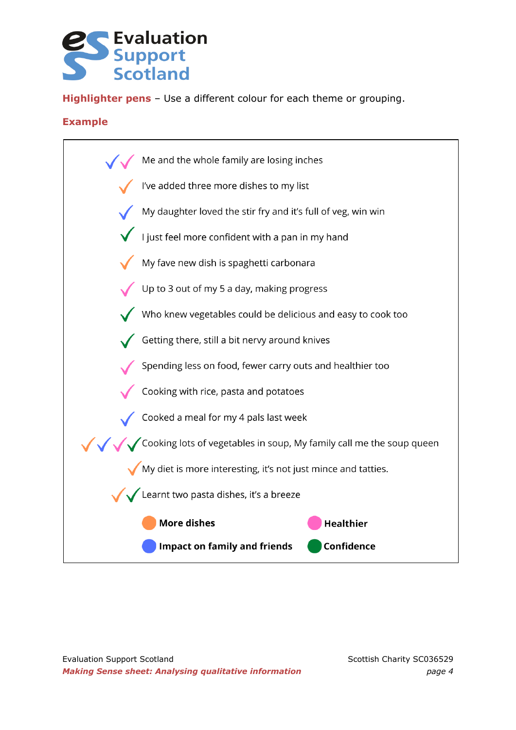**Highlighter pens** – Use a different colour for each theme or grouping.

**Example**

| Themes | Comment |
|---|---|
| Impact on family and friends, Healthier | Me and the whole family are losing inches |
| More dishes | I've added three more dishes to my list |
| Impact on family and friends | My daughter loved the stir fry and it's full of veg, win win |
| Confidence | I just feel more confident with a pan in my hand |
| More dishes | My fave new dish is spaghetti carbonara |
| Healthier | Up to 3 out of my 5 a day, making progress |
| Confidence | Who knew vegetables could be delicious and easy to cook too |
| Confidence | Getting there, still a bit nervy around knives |
| Healthier | Spending less on food, fewer carry outs and healthier too |
| Healthier | Cooking with rice, pasta and potatoes |
| Impact on family and friends | Cooked a meal for my 4 pals last week |
| More dishes, Impact on family and friends, Healthier, Confidence | Cooking lots of vegetables in soup, My family call me the soup queen |
| More dishes | My diet is more interesting, it's not just mince and tatties. |
| More dishes, Confidence | Learnt two pasta dishes, it's a breeze |

Key:

- **More dishes** (orange)
- **Healthier** (pink)
- **Impact on family and friends** (blue)
- **Confidence** (green)

*Making Sense sheet: Analysing qualitative information*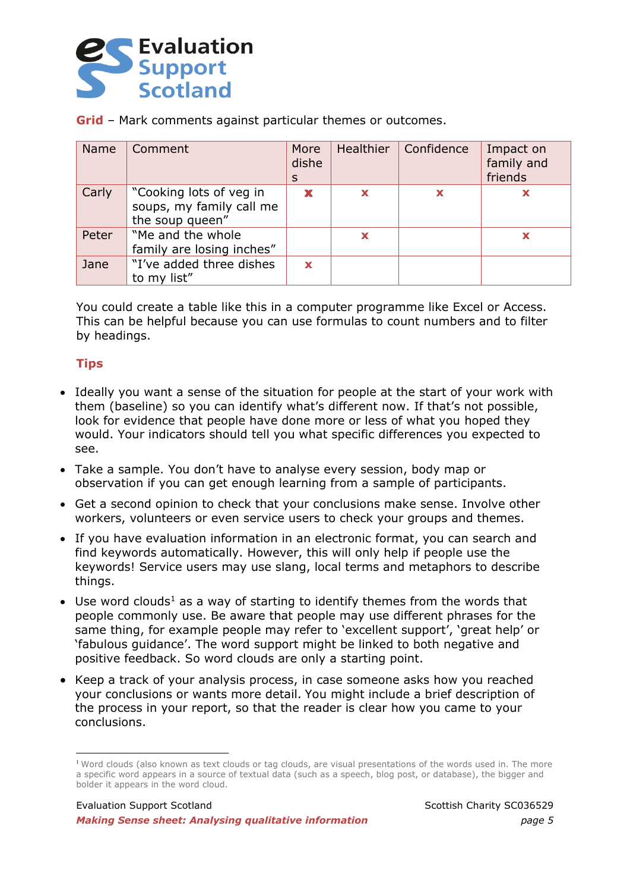**Grid** – Mark comments against particular themes or outcomes.

| Name | Comment | More dishes | Healthier | Confidence | Impact on family and friends |
|---|---|---|---|---|---|
| Carly | "Cooking lots of veg in soups, my family call me the soup queen" | x | x | x | x |
| Peter | "Me and the whole family are losing inches" | | x | | x |
| Jane | "I've added three dishes to my list" | x | | | |

You could create a table like this in a computer programme like Excel or Access. This can be helpful because you can use formulas to count numbers and to filter by headings.

**Tips**

- Ideally you want a sense of the situation for people at the start of your work with them (baseline) so you can identify what's different now. If that's not possible, look for evidence that people have done more or less of what you hoped they would. Your indicators should tell you what specific differences you expected to see.
- Take a sample. You don't have to analyse every session, body map or observation if you can get enough learning from a sample of participants.
- Get a second opinion to check that your conclusions make sense. Involve other workers, volunteers or even service users to check your groups and themes.
- If you have evaluation information in an electronic format, you can search and find keywords automatically. However, this will only help if people use the keywords! Service users may use slang, local terms and metaphors to describe things.
- Use word clouds[1] as a way of starting to identify themes from the words that people commonly use. Be aware that people may use different phrases for the same thing, for example people may refer to 'excellent support', 'great help' or 'fabulous guidance'. The word support might be linked to both negative and positive feedback. So word clouds are only a starting point.
- Keep a track of your analysis process, in case someone asks how you reached your conclusions or wants more detail. You might include a brief description of the process in your report, so that the reader is clear how you came to your conclusions.

[1] Word clouds (also known as text clouds or tag clouds, are visual presentations of the words used in. The more a specific word appears in a source of textual data (such as a speech, blog post, or database), the bigger and bolder it appears in the word cloud.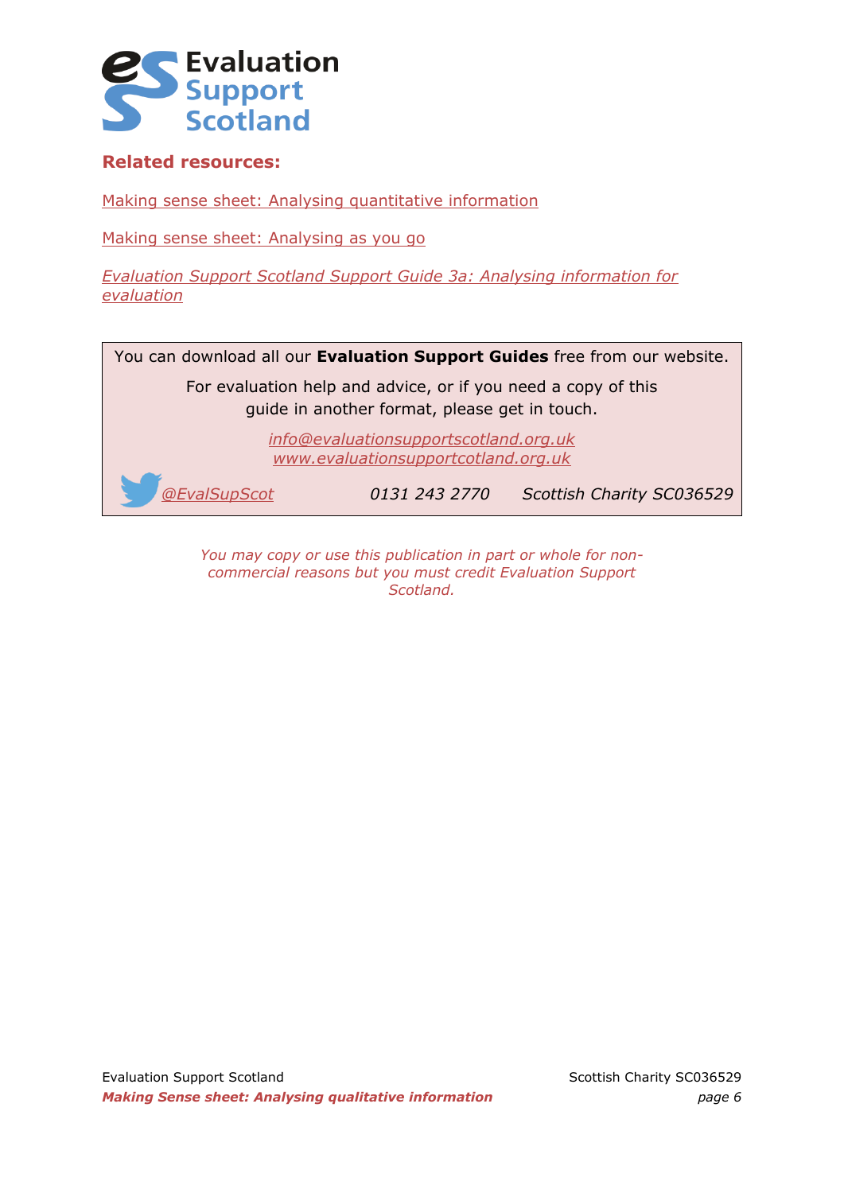Evaluation Support Scotland

## Related resources:

Making sense sheet: Analysing quantitative information

Making sense sheet: Analysing as you go

*Evaluation Support Scotland Support Guide 3a: Analysing information for evaluation*

You can download all our **Evaluation Support Guides** free from our website.

For evaluation help and advice, or if you need a copy of this guide in another format, please get in touch.

*info@evaluationsupportscotland.org.uk*
*www.evaluationsupportcotland.org.uk*

*@EvalSupScot* *0131 243 2770* *Scottish Charity SC036529*

*You may copy or use this publication in part or whole for non-commercial reasons but you must credit Evaluation Support Scotland.*